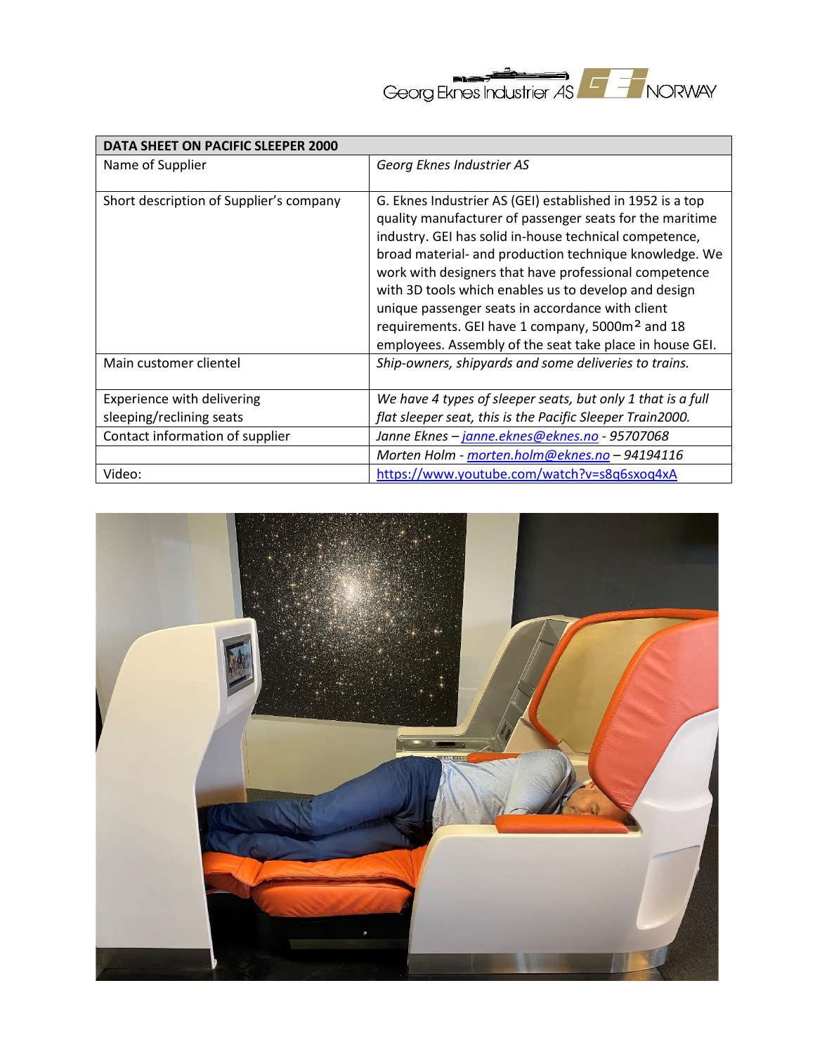Georg Eknes Industrier AS NORWAY

| DATA SHEET ON PACIFIC SLEEPER 2000 | |
|---|---|
| Name of Supplier | *Georg Eknes Industrier AS* |
| Short description of Supplier's company | G. Eknes Industrier AS (GEI) established in 1952 is a top quality manufacturer of passenger seats for the maritime industry. GEI has solid in-house technical competence, broad material- and production technique knowledge. We work with designers that have professional competence with 3D tools which enables us to develop and design unique passenger seats in accordance with client requirements. GEI have 1 company, 5000m² and 18 employees. Assembly of the seat take place in house GEI. |
| Main customer clientel | *Ship-owners, shipyards and some deliveries to trains.* |
| Experience with delivering sleeping/reclining seats | *We have 4 types of sleeper seats, but only 1 that is a full flat sleeper seat, this is the Pacific Sleeper Train2000.* |
| Contact information of supplier | *Janne Eknes – janne.eknes@eknes.no - 95707068* |
| | *Morten Holm - morten.holm@eknes.no – 94194116* |
| Video: | https://www.youtube.com/watch?v=s8q6sxoq4xA |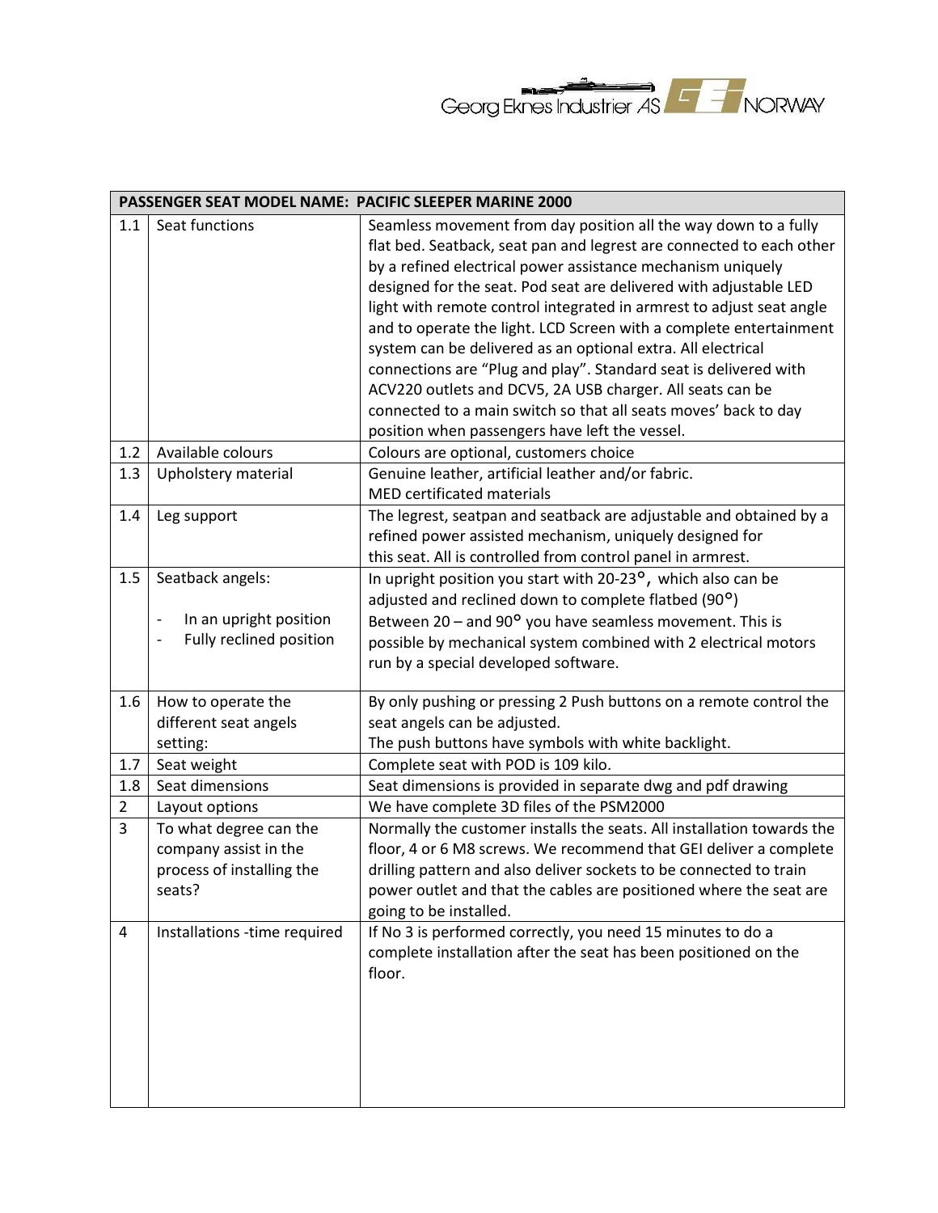| PASSENGER SEAT MODEL NAME: PACIFIC SLEEPER MARINE 2000 | | |
|---|---|---|
| 1.1 | Seat functions | Seamless movement from day position all the way down to a fully flat bed. Seatback, seat pan and legrest are connected to each other by a refined electrical power assistance mechanism uniquely designed for the seat. Pod seat are delivered with adjustable LED light with remote control integrated in armrest to adjust seat angle and to operate the light. LCD Screen with a complete entertainment system can be delivered as an optional extra. All electrical connections are "Plug and play". Standard seat is delivered with ACV220 outlets and DCV5, 2A USB charger. All seats can be connected to a main switch so that all seats moves' back to day position when passengers have left the vessel. |
| 1.2 | Available colours | Colours are optional, customers choice |
| 1.3 | Upholstery material | Genuine leather, artificial leather and/or fabric.<br>MED certificated materials |
| 1.4 | Leg support | The legrest, seatpan and seatback are adjustable and obtained by a refined power assisted mechanism, uniquely designed for this seat. All is controlled from control panel in armrest. |
| 1.5 | Seatback angels:<br>- In an upright position<br>- Fully reclined position | In upright position you start with 20-23°, which also can be adjusted and reclined down to complete flatbed (90°)<br>Between 20 – and 90° you have seamless movement. This is possible by mechanical system combined with 2 electrical motors run by a special developed software. |
| 1.6 | How to operate the different seat angels setting: | By only pushing or pressing 2 Push buttons on a remote control the seat angels can be adjusted.<br>The push buttons have symbols with white backlight. |
| 1.7 | Seat weight | Complete seat with POD is 109 kilo. |
| 1.8 | Seat dimensions | Seat dimensions is provided in separate dwg and pdf drawing |
| 2 | Layout options | We have complete 3D files of the PSM2000 |
| 3 | To what degree can the company assist in the process of installing the seats? | Normally the customer installs the seats. All installation towards the floor, 4 or 6 M8 screws. We recommend that GEI deliver a complete drilling pattern and also deliver sockets to be connected to train power outlet and that the cables are positioned where the seat are going to be installed. |
| 4 | Installations -time required | If No 3 is performed correctly, you need 15 minutes to do a complete installation after the seat has been positioned on the floor. |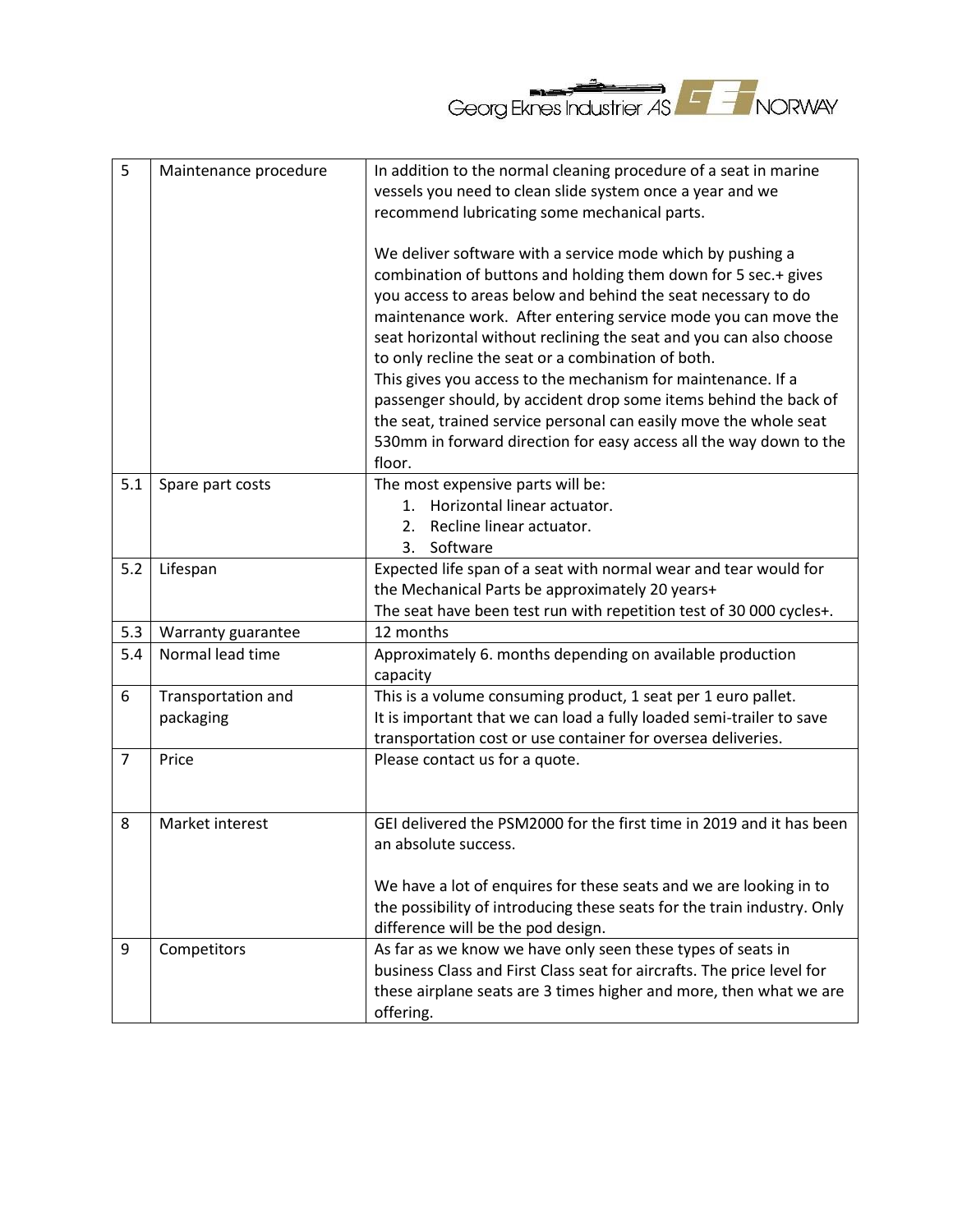| | | |
|---|---|---|
| 5 | Maintenance procedure | In addition to the normal cleaning procedure of a seat in marine vessels you need to clean slide system once a year and we recommend lubricating some mechanical parts.<br><br>We deliver software with a service mode which by pushing a combination of buttons and holding them down for 5 sec.+ gives you access to areas below and behind the seat necessary to do maintenance work. After entering service mode you can move the seat horizontal without reclining the seat and you can also choose to only recline the seat or a combination of both.<br>This gives you access to the mechanism for maintenance. If a passenger should, by accident drop some items behind the back of the seat, trained service personal can easily move the whole seat 530mm in forward direction for easy access all the way down to the floor. |
| 5.1 | Spare part costs | The most expensive parts will be:<br>1. Horizontal linear actuator.<br>2. Recline linear actuator.<br>3. Software |
| 5.2 | Lifespan | Expected life span of a seat with normal wear and tear would for the Mechanical Parts be approximately 20 years+<br>The seat have been test run with repetition test of 30 000 cycles+. |
| 5.3 | Warranty guarantee | 12 months |
| 5.4 | Normal lead time | Approximately 6. months depending on available production capacity |
| 6 | Transportation and packaging | This is a volume consuming product, 1 seat per 1 euro pallet.<br>It is important that we can load a fully loaded semi-trailer to save transportation cost or use container for oversea deliveries. |
| 7 | Price | Please contact us for a quote. |
| 8 | Market interest | GEI delivered the PSM2000 for the first time in 2019 and it has been an absolute success.<br><br>We have a lot of enquires for these seats and we are looking in to the possibility of introducing these seats for the train industry. Only difference will be the pod design. |
| 9 | Competitors | As far as we know we have only seen these types of seats in business Class and First Class seat for aircrafts. The price level for these airplane seats are 3 times higher and more, then what we are offering. |